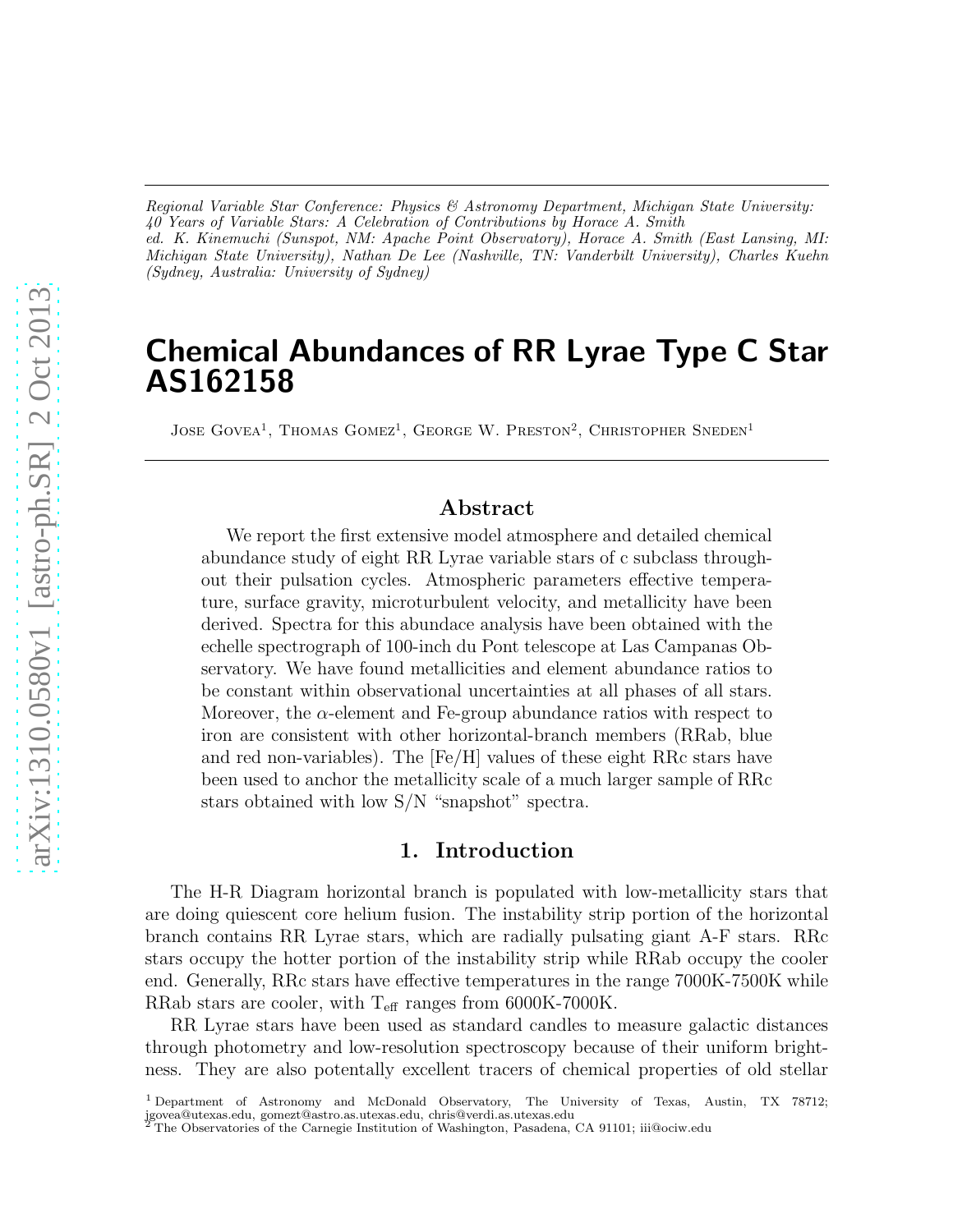*Regional Variable Star Conference: Physics & Astronomy Department, Michigan State University: 40 Years of Variable Stars: A Celebration of Contributions by Horace A. Smith*
*ed. K. Kinemuchi (Sunspot, NM: Apache Point Observatory), Horace A. Smith (East Lansing, MI: Michigan State University), Nathan De Lee (Nashville, TN: Vanderbilt University), Charles Kuehn (Sydney, Australia: University of Sydney)*

# Chemical Abundances of RR Lyrae Type C Star AS162158

Jose Govea[1], Thomas Gomez[1], George W. Preston[2], Christopher Sneden[1]

## Abstract

We report the first extensive model atmosphere and detailed chemical abundance study of eight RR Lyrae variable stars of c subclass throughout their pulsation cycles. Atmospheric parameters effective temperature, surface gravity, microturbulent velocity, and metallicity have been derived. Spectra for this abundace analysis have been obtained with the echelle spectrograph of 100-inch du Pont telescope at Las Campanas Observatory. We have found metallicities and element abundance ratios to be constant within observational uncertainties at all phases of all stars. Moreover, the $\alpha$-element and Fe-group abundance ratios with respect to iron are consistent with other horizontal-branch members (RRab, blue and red non-variables). The [Fe/H] values of these eight RRc stars have been used to anchor the metallicity scale of a much larger sample of RRc stars obtained with low S/N "snapshot" spectra.

## 1. Introduction

The H-R Diagram horizontal branch is populated with low-metallicity stars that are doing quiescent core helium fusion. The instability strip portion of the horizontal branch contains RR Lyrae stars, which are radially pulsating giant A-F stars. RRc stars occupy the hotter portion of the instability strip while RRab occupy the cooler end. Generally, RRc stars have effective temperatures in the range 7000K-7500K while RRab stars are cooler, with $T_{\rm eff}$ ranges from 6000K-7000K.

RR Lyrae stars have been used as standard candles to measure galactic distances through photometry and low-resolution spectroscopy because of their uniform brightness. They are also potentally excellent tracers of chemical properties of old stellar

[1] Department of Astronomy and McDonald Observatory, The University of Texas, Austin, TX 78712; jgovea@utexas.edu, gomezt@astro.as.utexas.edu, chris@verdi.as.utexas.edu
[2] The Observatories of the Carnegie Institution of Washington, Pasadena, CA 91101; iii@ociw.edu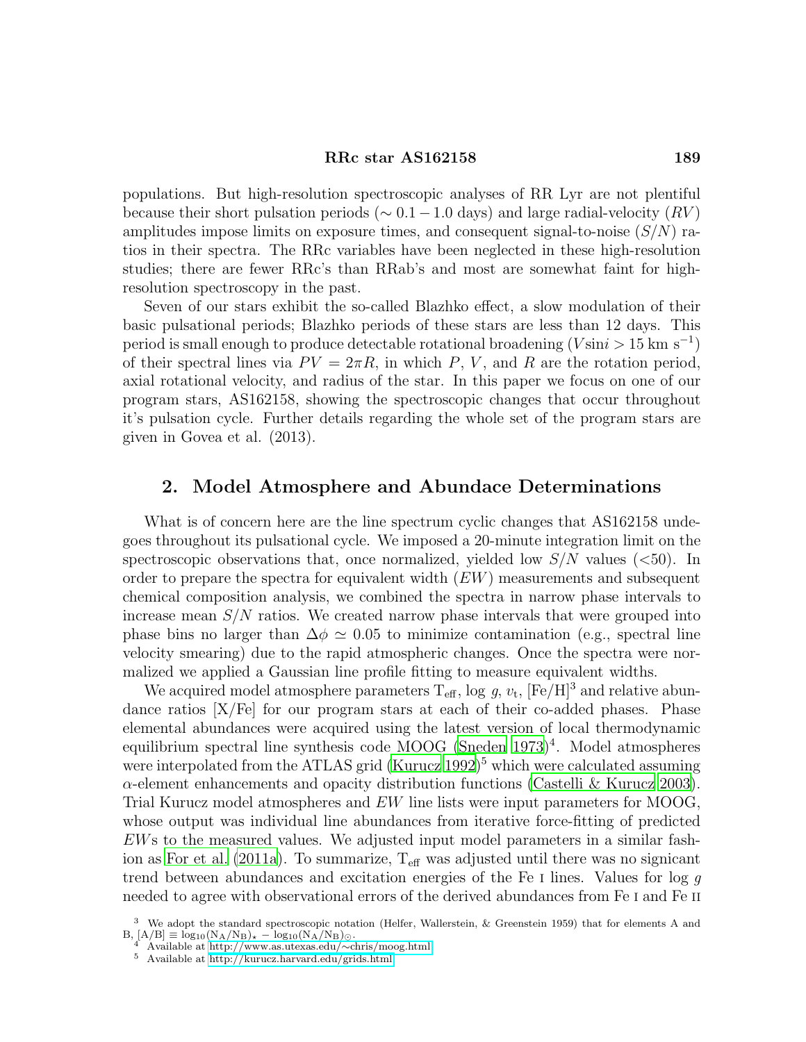populations. But high-resolution spectroscopic analyses of RR Lyr are not plentiful because their short pulsation periods ($\sim 0.1 - 1.0$ days) and large radial-velocity ($RV$) amplitudes impose limits on exposure times, and consequent signal-to-noise ($S/N$) ratios in their spectra. The RRc variables have been neglected in these high-resolution studies; there are fewer RRc's than RRab's and most are somewhat faint for high-resolution spectroscopy in the past.

Seven of our stars exhibit the so-called Blazhko effect, a slow modulation of their basic pulsational periods; Blazhko periods of these stars are less than 12 days. This period is small enough to produce detectable rotational broadening ($V\sin i > 15$ km s$^{-1}$) of their spectral lines via $PV = 2\pi R$, in which $P$, $V$, and $R$ are the rotation period, axial rotational velocity, and radius of the star. In this paper we focus on one of our program stars, AS162158, showing the spectroscopic changes that occur throughout it's pulsation cycle. Further details regarding the whole set of the program stars are given in Govea et al. (2013).

## 2. Model Atmosphere and Abundace Determinations

What is of concern here are the line spectrum cyclic changes that AS162158 undegoes throughout its pulsational cycle. We imposed a 20-minute integration limit on the spectroscopic observations that, once normalized, yielded low $S/N$ values (<50). In order to prepare the spectra for equivalent width ($EW$) measurements and subsequent chemical composition analysis, we combined the spectra in narrow phase intervals to increase mean $S/N$ ratios. We created narrow phase intervals that were grouped into phase bins no larger than $\Delta\phi \simeq 0.05$ to minimize contamination (e.g., spectral line velocity smearing) due to the rapid atmospheric changes. Once the spectra were normalized we applied a Gaussian line profile fitting to measure equivalent widths.

We acquired model atmosphere parameters $T_{\rm eff}$, log $g$, $v_{\rm t}$, [Fe/H][3] and relative abundance ratios [X/Fe] for our program stars at each of their co-added phases. Phase elemental abundances were acquired using the latest version of local thermodynamic equilibrium spectral line synthesis code MOOG (Sneden 1973)[4]. Model atmospheres were interpolated from the ATLAS grid (Kurucz 1992)[5] which were calculated assuming $\alpha$-element enhancements and opacity distribution functions (Castelli & Kurucz 2003). Trial Kurucz model atmospheres and $EW$ line lists were input parameters for MOOG, whose output was individual line abundances from iterative force-fitting of predicted $EW$s to the measured values. We adjusted input model parameters in a similar fashion as For et al. (2011a). To summarize, $T_{\rm eff}$ was adjusted until there was no signicant trend between abundances and excitation energies of the Fe I lines. Values for log $g$ needed to agree with observational errors of the derived abundances from Fe I and Fe II

[3] We adopt the standard spectroscopic notation (Helfer, Wallerstein, & Greenstein 1959) that for elements A and B, $[{\rm A/B}] \equiv \log_{10}({\rm N_A/N_B})_\star - \log_{10}({\rm N_A/N_B})_\odot$.

[4] Available at http://www.as.utexas.edu/~chris/moog.html

[5] Available at http://kurucz.harvard.edu/grids.html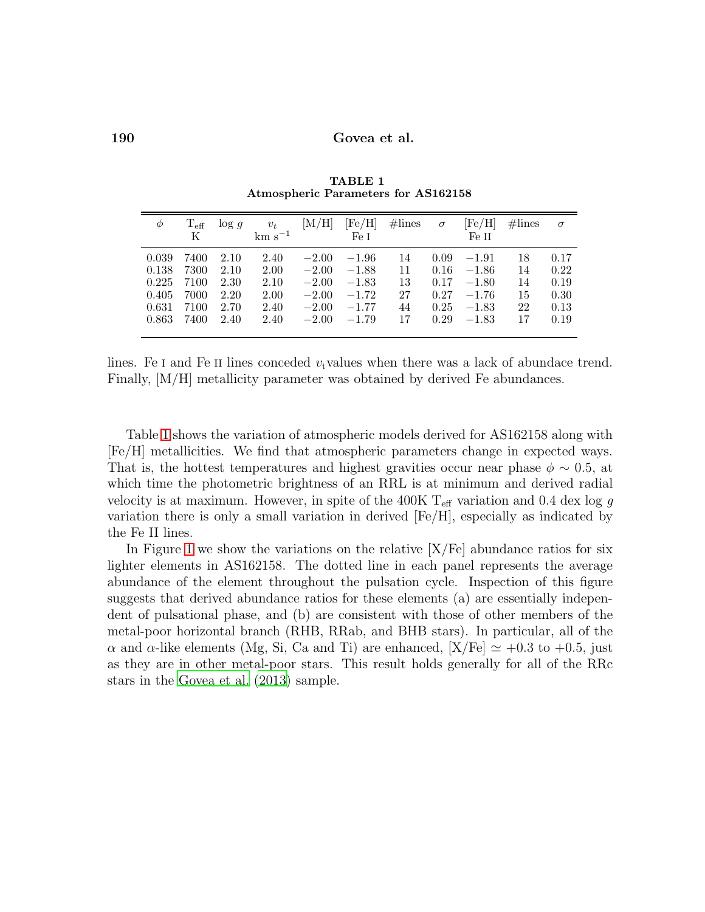**TABLE 1**
**Atmospheric Parameters for AS162158**

| $\phi$ | $T_{\mathrm{eff}}$ K | log $g$ | $v_t$ km s$^{-1}$ | [M/H] | [Fe/H] Fe I | #lines | $\sigma$ | [Fe/H] Fe II | #lines | $\sigma$ |
|---|---|---|---|---|---|---|---|---|---|---|
| 0.039 | 7400 | 2.10 | 2.40 | −2.00 | −1.96 | 14 | 0.09 | −1.91 | 18 | 0.17 |
| 0.138 | 7300 | 2.10 | 2.00 | −2.00 | −1.88 | 11 | 0.16 | −1.86 | 14 | 0.22 |
| 0.225 | 7100 | 2.30 | 2.10 | −2.00 | −1.83 | 13 | 0.17 | −1.80 | 14 | 0.19 |
| 0.405 | 7000 | 2.20 | 2.00 | −2.00 | −1.72 | 27 | 0.27 | −1.76 | 15 | 0.30 |
| 0.631 | 7100 | 2.70 | 2.40 | −2.00 | −1.77 | 44 | 0.25 | −1.83 | 22 | 0.13 |
| 0.863 | 7400 | 2.40 | 2.40 | −2.00 | −1.79 | 17 | 0.29 | −1.83 | 17 | 0.19 |

lines. Fe I and Fe II lines conceded $v_{\mathrm{t}}$values when there was a lack of abundace trend. Finally, [M/H] metallicity parameter was obtained by derived Fe abundances.

Table 1 shows the variation of atmospheric models derived for AS162158 along with [Fe/H] metallicities. We find that atmospheric parameters change in expected ways. That is, the hottest temperatures and highest gravities occur near phase $\phi \sim 0.5$, at which time the photometric brightness of an RRL is at minimum and derived radial velocity is at maximum. However, in spite of the 400K $T_{\mathrm{eff}}$ variation and 0.4 dex log $g$ variation there is only a small variation in derived [Fe/H], especially as indicated by the Fe II lines.

In Figure 1 we show the variations on the relative [X/Fe] abundance ratios for six lighter elements in AS162158. The dotted line in each panel represents the average abundance of the element throughout the pulsation cycle. Inspection of this figure suggests that derived abundance ratios for these elements (a) are essentially independent of pulsational phase, and (b) are consistent with those of other members of the metal-poor horizontal branch (RHB, RRab, and BHB stars). In particular, all of the $\alpha$ and $\alpha$-like elements (Mg, Si, Ca and Ti) are enhanced, [X/Fe] $\simeq +0.3$ to $+0.5$, just as they are in other metal-poor stars. This result holds generally for all of the RRc stars in the Govea et al. (2013) sample.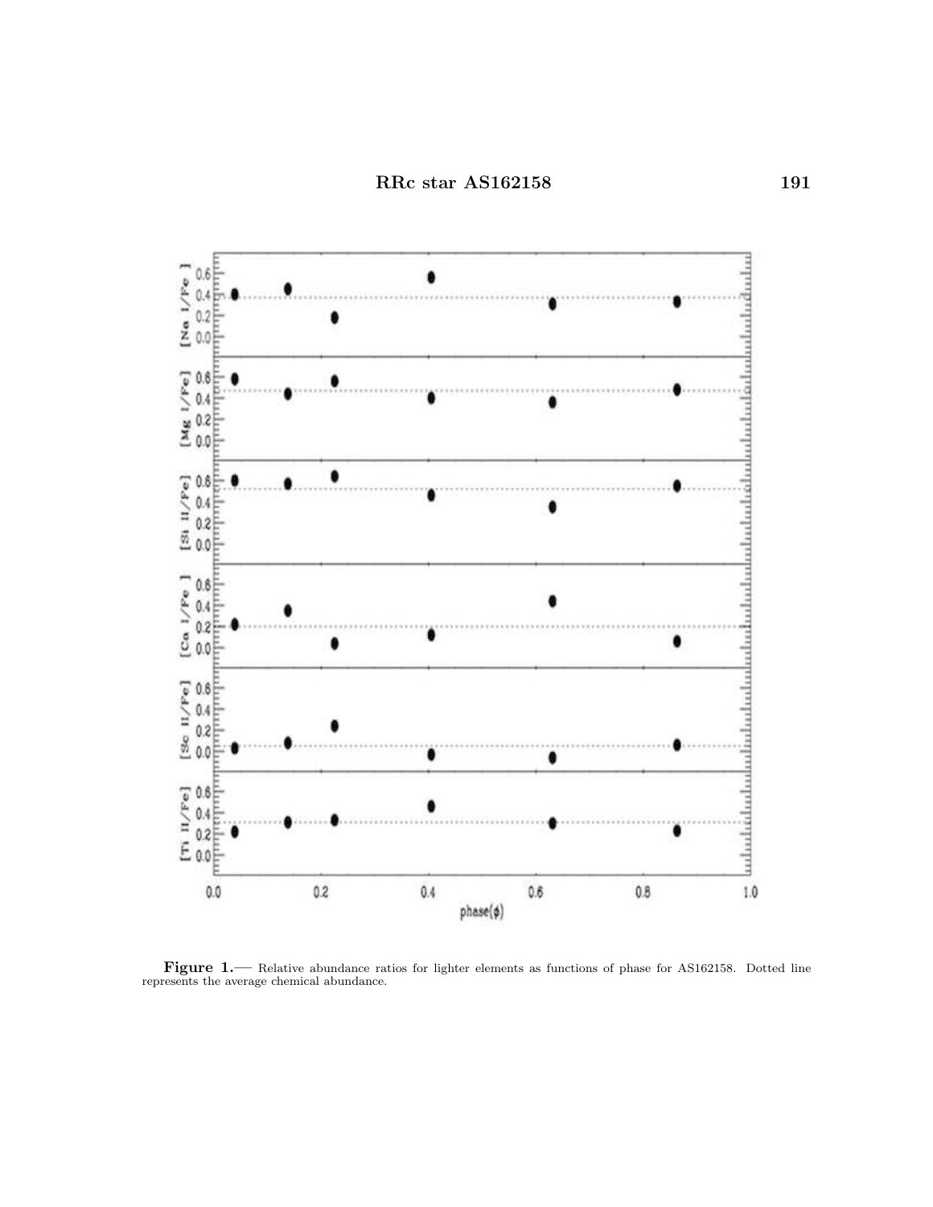**Figure 1.**— Relative abundance ratios for lighter elements as functions of phase for AS162158. Dotted line represents the average chemical abundance.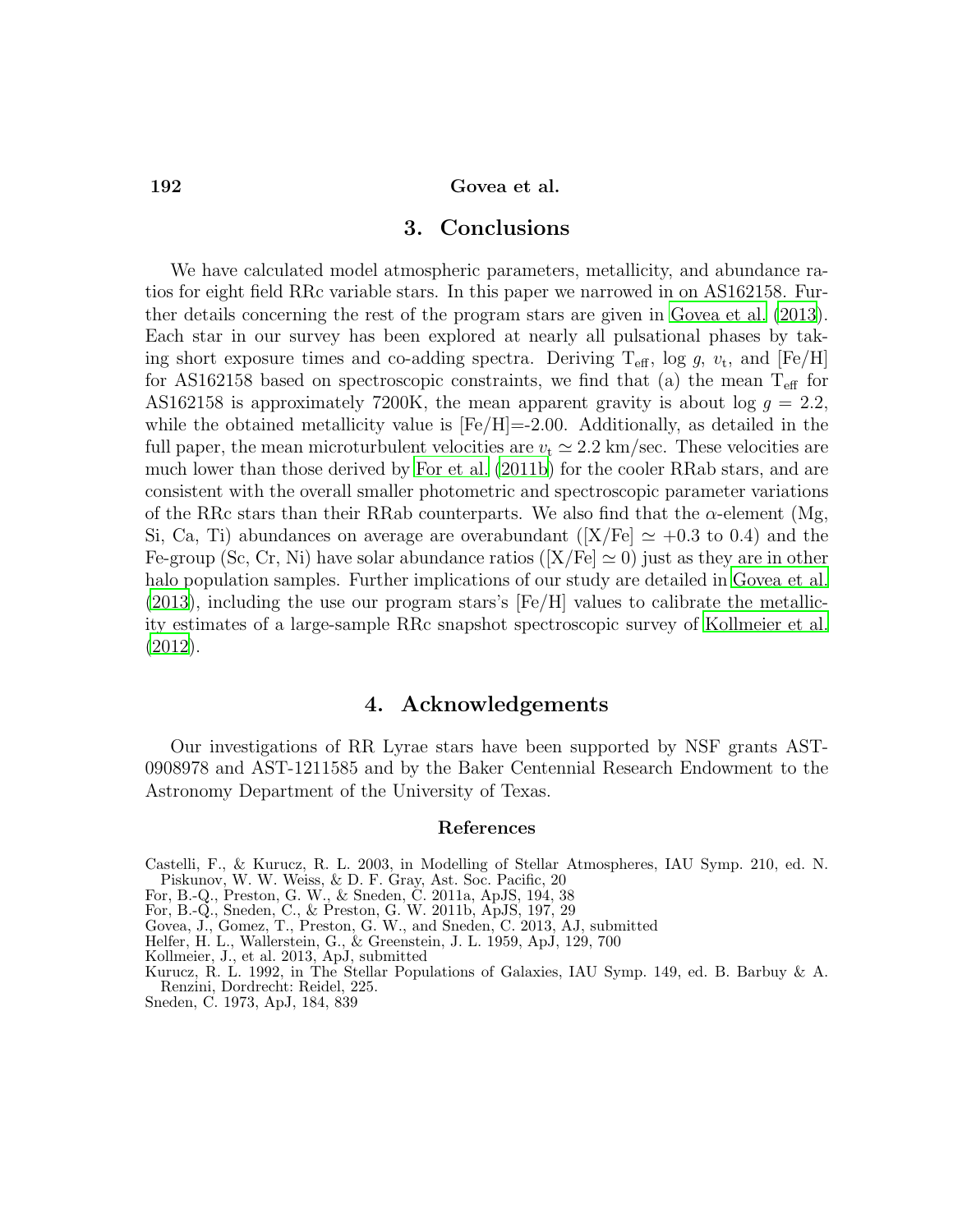## 3. Conclusions

We have calculated model atmospheric parameters, metallicity, and abundance ratios for eight field RRc variable stars. In this paper we narrowed in on AS162158. Further details concerning the rest of the program stars are given in Govea et al. (2013). Each star in our survey has been explored at nearly all pulsational phases by taking short exposure times and co-adding spectra. Deriving $T_{eff}$, log $g$, $v_t$, and [Fe/H] for AS162158 based on spectroscopic constraints, we find that (a) the mean $T_{eff}$ for AS162158 is approximately 7200K, the mean apparent gravity is about log $g$ = 2.2, while the obtained metallicity value is [Fe/H]=-2.00. Additionally, as detailed in the full paper, the mean microturbulent velocities are $v_t \simeq 2.2$ km/sec. These velocities are much lower than those derived by For et al. (2011b) for the cooler RRab stars, and are consistent with the overall smaller photometric and spectroscopic parameter variations of the RRc stars than their RRab counterparts. We also find that the $\alpha$-element (Mg, Si, Ca, Ti) abundances on average are overabundant ([X/Fe] $\simeq$ +0.3 to 0.4) and the Fe-group (Sc, Cr, Ni) have solar abundance ratios ([X/Fe] $\simeq$ 0) just as they are in other halo population samples. Further implications of our study are detailed in Govea et al. (2013), including the use our program stars's [Fe/H] values to calibrate the metallicity estimates of a large-sample RRc snapshot spectroscopic survey of Kollmeier et al. (2012).

## 4. Acknowledgements

Our investigations of RR Lyrae stars have been supported by NSF grants AST-0908978 and AST-1211585 and by the Baker Centennial Research Endowment to the Astronomy Department of the University of Texas.

### References

Castelli, F., & Kurucz, R. L. 2003, in Modelling of Stellar Atmospheres, IAU Symp. 210, ed. N. Piskunov, W. W. Weiss, & D. F. Gray, Ast. Soc. Pacific, 20

For, B.-Q., Preston, G. W., & Sneden, C. 2011a, ApJS, 194, 38

For, B.-Q., Sneden, C., & Preston, G. W. 2011b, ApJS, 197, 29

Govea, J., Gomez, T., Preston, G. W., and Sneden, C. 2013, AJ, submitted

Helfer, H. L., Wallerstein, G., & Greenstein, J. L. 1959, ApJ, 129, 700

Kollmeier, J., et al. 2013, ApJ, submitted

Kurucz, R. L. 1992, in The Stellar Populations of Galaxies, IAU Symp. 149, ed. B. Barbuy & A. Renzini, Dordrecht: Reidel, 225.

Sneden, C. 1973, ApJ, 184, 839